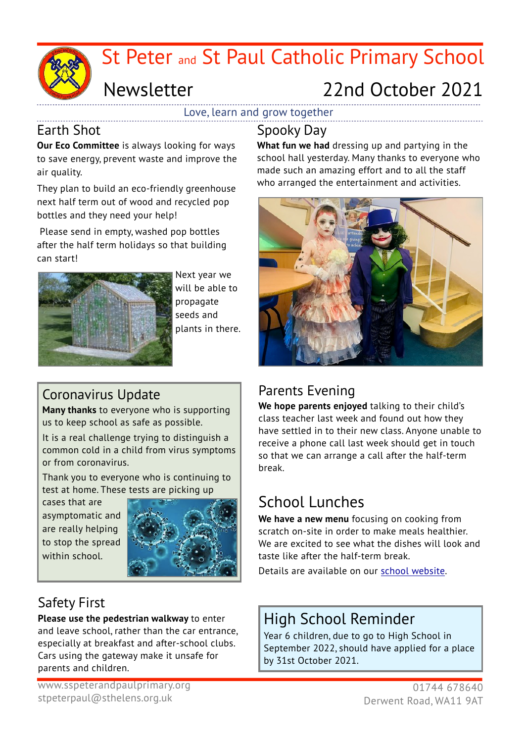# St Peter and St Paul Catholic Primary School

## Newsletter — 22nd October 2021

Love, learn and grow together

## Earth Shot

**Our Eco Committee** is always looking for ways to save energy, prevent waste and improve the air quality.

They plan to build an eco-friendly greenhouse next half term out of wood and recycled pop bottles and they need your help!

Please send in empty, washed pop bottles after the half term holidays so that building can start!

Next year we will be able to propagate seeds and plants in there.

## Spooky Day

**What fun we had** dressing up and partying in the school hall yesterday. Many thanks to everyone who made such an amazing effort and to all the staff who arranged the entertainment and activities.

## Coronavirus Update

**Many thanks** to everyone who is supporting us to keep school as safe as possible.

It is a real challenge trying to distinguish a common cold in a child from virus symptoms or from coronavirus.

Thank you to everyone who is continuing to test at home. These tests are picking up cases that are asymptomatic and are really helping to stop the spread within school.

## Parents Evening

**We hope parents enjoyed** talking to their child's class teacher last week and found out how they have settled in to their new class. Anyone unable to receive a phone call last week should get in touch so that we can arrange a call after the half-term break.

## School Lunches

**We have a new menu** focusing on cooking from scratch on-site in order to make meals healthier. We are excited to see what the dishes will look and taste like after the half-term break.

Details are available on our school website.

## Safety First

**Please use the pedestrian walkway** to enter and leave school, rather than the car entrance, especially at breakfast and after-school clubs. Cars using the gateway make it unsafe for parents and children.

## High School Reminder

Year 6 children, due to go to High School in September 2022, should have applied for a place by 31st October 2021.

www.sspeterandpaulprimary.org
stpeterpaul@sthelens.org.uk

01744 678640
Derwent Road, WA11 9AT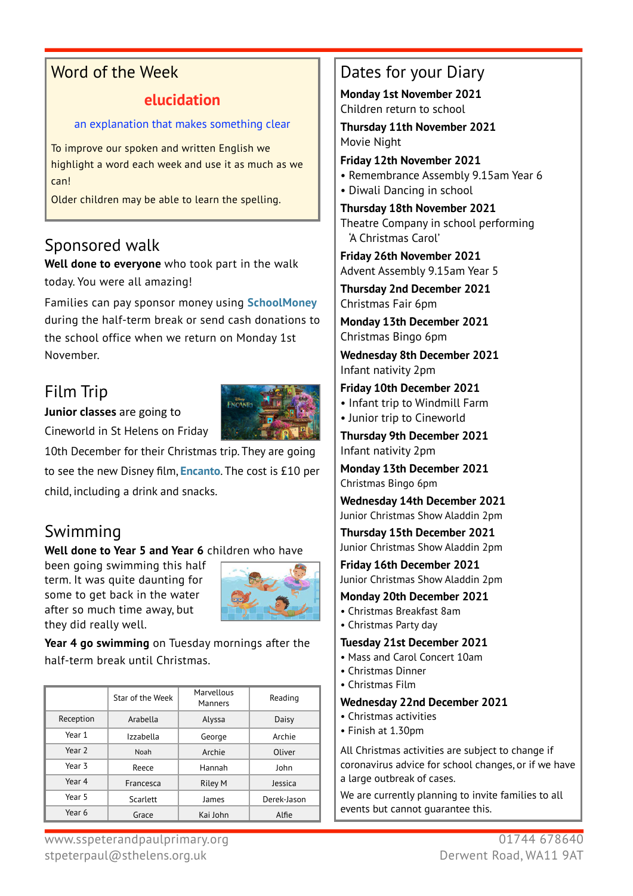## Word of the Week

**elucidation**

an explanation that makes something clear

To improve our spoken and written English we highlight a word each week and use it as much as we can!

Older children may be able to learn the spelling.

## Sponsored walk

**Well done to everyone** who took part in the walk today. You were all amazing!

Families can pay sponsor money using **SchoolMoney** during the half-term break or send cash donations to the school office when we return on Monday 1st November.

## Film Trip

**Junior classes** are going to Cineworld in St Helens on Friday 10th December for their Christmas trip. They are going to see the new Disney film, **Encanto**. The cost is £10 per child, including a drink and snacks.

## Swimming

**Well done to Year 5 and Year 6** children who have been going swimming this half term. It was quite daunting for some to get back in the water after so much time away, but they did really well.

**Year 4 go swimming** on Tuesday mornings after the half-term break until Christmas.

| | Star of the Week | Marvellous Manners | Reading |
|---|---|---|---|
| Reception | Arabella | Alyssa | Daisy |
| Year 1 | Izzabella | George | Archie |
| Year 2 | Noah | Archie | Oliver |
| Year 3 | Reece | Hannah | John |
| Year 4 | Francesca | Riley M | Jessica |
| Year 5 | Scarlett | James | Derek-Jason |
| Year 6 | Grace | Kai John | Alfie |

## Dates for your Diary

**Monday 1st November 2021**
Children return to school

**Thursday 11th November 2021**
Movie Night

**Friday 12th November 2021**
- Remembrance Assembly 9.15am Year 6
- Diwali Dancing in school

**Thursday 18th November 2021**
Theatre Company in school performing 'A Christmas Carol'

**Friday 26th November 2021**
Advent Assembly 9.15am Year 5

**Thursday 2nd December 2021**
Christmas Fair 6pm

**Monday 13th December 2021**
Christmas Bingo 6pm

**Wednesday 8th December 2021**
Infant nativity 2pm

**Friday 10th December 2021**
- Infant trip to Windmill Farm
- Junior trip to Cineworld

**Thursday 9th December 2021**
Infant nativity 2pm

**Monday 13th December 2021**
Christmas Bingo 6pm

**Wednesday 14th December 2021**
Junior Christmas Show Aladdin 2pm

**Thursday 15th December 2021**
Junior Christmas Show Aladdin 2pm

**Friday 16th December 2021**
Junior Christmas Show Aladdin 2pm

**Monday 20th December 2021**
- Christmas Breakfast 8am
- Christmas Party day

**Tuesday 21st December 2021**
- Mass and Carol Concert 10am
- Christmas Dinner
- Christmas Film

**Wednesday 22nd December 2021**
- Christmas activities
- Finish at 1.30pm

All Christmas activities are subject to change if coronavirus advice for school changes, or if we have a large outbreak of cases.

We are currently planning to invite families to all events but cannot guarantee this.

www.sspeterandpaulprimary.org
stpeterpaul@sthelens.org.uk

01744 678640
Derwent Road, WA11 9AT